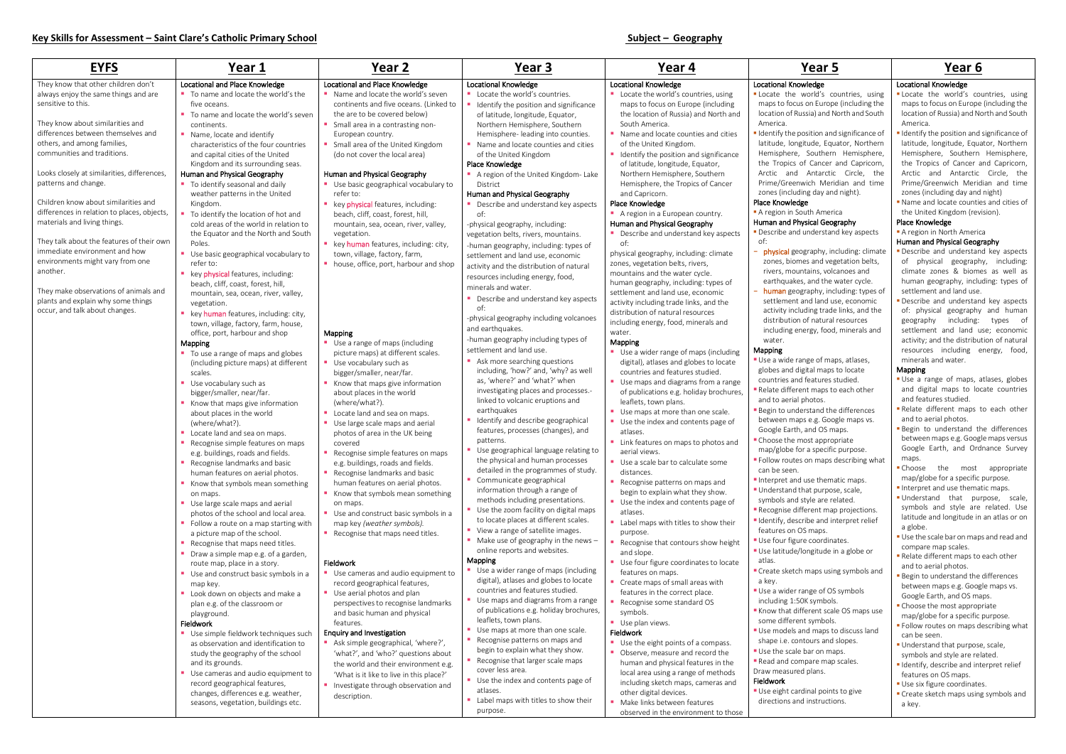**Key Skills for Assessment – Saint Clare's Catholic Primary School** **Subject – Geography**

| EYFS | Year 1 | Year 2 | Year 3 | Year 4 | Year 5 | Year 6 |
|---|---|---|---|---|---|---|
| They know that other children don't always enjoy the same things and are sensitive to this.<br><br>They know about similarities and differences between themselves and others, and among families, communities and traditions.<br><br>Looks closely at similarities, differences, patterns and change.<br><br>Children know about similarities and differences in relation to places, objects, materials and living things.<br><br>They talk about the features of their own immediate environment and how environments might vary from one another.<br><br>They make observations of animals and plants and explain why some things occur, and talk about changes. | **Locational and Place Knowledge**<br>▪ To name and locate the world's the five oceans.<br>▪ To name and locate the world's seven continents.<br>▪ Name, locate and identify characteristics of the four countries and capital cities of the United Kingdom and its surrounding seas.<br>**Human and Physical Geography**<br>▪ To identify seasonal and daily weather patterns in the United Kingdom.<br>▪ To identify the location of hot and cold areas of the world in relation to the Equator and the North and South Poles.<br>▪ Use basic geographical vocabulary to refer to:<br>▪ key physical features, including: beach, cliff, coast, forest, hill, mountain, sea, ocean, river, valley, vegetation.<br>▪ key human features, including: city, town, village, factory, farm, house, office, port, harbour and shop<br>**Mapping**<br>▪ To use a range of maps and globes (including picture maps) at different scales.<br>▪ Use vocabulary such as bigger/smaller, near/far.<br>▪ Know that maps give information about places in the world (where/what?).<br>▪ Locate land and sea on maps.<br>▪ Recognise simple features on maps e.g. buildings, roads and fields.<br>▪ Recognise landmarks and basic human features on aerial photos.<br>▪ Know that symbols mean something on maps.<br>▪ Use large scale maps and aerial photos of the school and local area.<br>▪ Follow a route on a map starting with a picture map of the school.<br>▪ Recognise that maps need titles.<br>▪ Draw a simple map e.g. of a garden, route map, place in a story.<br>▪ Use and construct basic symbols in a map key.<br>▪ Look down on objects and make a plan e.g. of the classroom or playground.<br>**Fieldwork**<br>▪ Use simple fieldwork techniques such as observation and identification to study the geography of the school and its grounds.<br>▪ Use cameras and audio equipment to record geographical features, changes, differences e.g. weather, seasons, vegetation, buildings etc. | **Locational and Place Knowledge**<br>▪ Name and locate the world's seven continents and five oceans. (Linked to the are to be covered below)<br>▪ Small area in a contrasting non-European country.<br>▪ Small area of the United Kingdom (do not cover the local area)<br><br>**Human and Physical Geography**<br>▪ Use basic geographical vocabulary to refer to:<br>▪ key physical features, including: beach, cliff, coast, forest, hill, mountain, sea, ocean, river, valley, vegetation.<br>▪ key human features, including: city, town, village, factory, farm, house, office, port, harbour and shop<br><br>**Mapping**<br>▪ Use a range of maps (including picture maps) at different scales.<br>▪ Use vocabulary such as bigger/smaller, near/far.<br>▪ Know that maps give information about places in the world (where/what?).<br>▪ Locate land and sea on maps.<br>▪ Use large scale maps and aerial photos of area in the UK being covered<br>▪ Recognise simple features on maps e.g. buildings, roads and fields.<br>▪ Recognise landmarks and basic human features on aerial photos.<br>▪ Know that symbols mean something on maps.<br>▪ Use and construct basic symbols in a map key *(weather symbols)*.<br>▪ Recognise that maps need titles.<br><br>**Fieldwork**<br>▪ Use cameras and audio equipment to record geographical features,<br>▪ Use aerial photos and plan perspectives to recognise landmarks and basic human and physical features.<br>**Enquiry and Investigation**<br>▪ Ask simple geographical, 'where?', 'what?', and 'who?' questions about the world and their environment e.g. 'What is it like to live in this place?'<br>▪ Investigate through observation and description. | **Locational Knowledge**<br>▪ Locate the world's countries.<br>▪ Identify the position and significance of latitude, longitude, Equator, Northern Hemisphere, Southern Hemisphere- leading into counties.<br>▪ Name and locate counties and cities of the United Kingdom<br>**Place Knowledge**<br>▪ A region of the United Kingdom- Lake District<br>**Human and Physical Geography**<br>▪ Describe and understand key aspects of:<br>-physical geography, including: vegetation belts, rivers, mountains.<br>-human geography, including: types of settlement and land use, economic activity and the distribution of natural resources including energy, food, minerals and water.<br>▪ Describe and understand key aspects of:<br>-physical geography including volcanoes and earthquakes.<br>-human geography including types of settlement and land use.<br>▪ Ask more searching questions including, 'how?' and, 'why? as well as, 'where?' and 'what?' when investigating places and processes.- linked to volcanic eruptions and earthquakes<br>▪ Identify and describe geographical features, processes (changes), and patterns.<br>▪ Use geographical language relating to the physical and human processes detailed in the programmes of study.<br>▪ Communicate geographical information through a range of methods including presentations.<br>▪ Use the zoom facility on digital maps to locate places at different scales.<br>▪ View a range of satellite images.<br>▪ Make use of geography in the news – online reports and websites.<br>**Mapping**<br>▪ Use a wider range of maps (including digital), atlases and globes to locate countries and features studied.<br>▪ Use maps and diagrams from a range of publications e.g. holiday brochures, leaflets, town plans.<br>▪ Use maps at more than one scale.<br>▪ Recognise patterns on maps and begin to explain what they show.<br>▪ Recognise that larger scale maps cover less area.<br>▪ Use the index and contents page of atlases.<br>▪ Label maps with titles to show their purpose. | **Locational Knowledge**<br>▪ Locate the world's countries, using maps to focus on Europe (including the location of Russia) and North and South America.<br>▪ Name and locate counties and cities of the United Kingdom.<br>▪ Identify the position and significance of latitude, longitude, Equator, Northern Hemisphere, Southern Hemisphere, the Tropics of Cancer and Capricorn.<br>**Place Knowledge**<br>▪ A region in a European country.<br>**Human and Physical Geography**<br>▪ Describe and understand key aspects of:<br>physical geography, including: climate zones, vegetation belts, rivers, mountains and the water cycle.<br>human geography, including: types of settlement and land use, economic activity including trade links, and the distribution of natural resources including energy, food, minerals and water.<br>**Mapping**<br>▪ Use a wider range of maps (including digital), atlases and globes to locate countries and features studied.<br>▪ Use maps and diagrams from a range of publications e.g. holiday brochures, leaflets, town plans.<br>▪ Use maps at more than one scale.<br>▪ Use the index and contents page of atlases.<br>▪ Link features on maps to photos and aerial views.<br>▪ Use a scale bar to calculate some distances.<br>▪ Recognise patterns on maps and begin to explain what they show.<br>▪ Use the index and contents page of atlases.<br>▪ Label maps with titles to show their purpose.<br>▪ Recognise that contours show height and slope.<br>▪ Use four figure coordinates to locate features on maps.<br>▪ Create maps of small areas with features in the correct place.<br>▪ Recognise some standard OS symbols.<br>▪ Use plan views.<br>**Fieldwork**<br>▪ Use the eight points of a compass.<br>▪ Observe, measure and record the human and physical features in the local area using a range of methods including sketch maps, cameras and other digital devices.<br>▪ Make links between features observed in the environment to those | **Locational Knowledge**<br>▪ Locate the world's countries, using maps to focus on Europe (including the location of Russia) and North and South America.<br>▪ Identify the position and significance of latitude, longitude, Equator, Northern Hemisphere, Southern Hemisphere, the Tropics of Cancer and Capricorn, Arctic and Antarctic Circle, the Prime/Greenwich Meridian and time zones (including day and night).<br>**Place Knowledge**<br>▪ A region in South America<br>**Human and Physical Geography**<br>▪ Describe and understand key aspects of:<br>– physical geography, including: climate zones, biomes and vegetation belts, rivers, mountains, volcanoes and earthquakes, and the water cycle.<br>– human geography, including: types of settlement and land use, economic activity including trade links, and the distribution of natural resources including energy, food, minerals and water.<br>**Mapping**<br>▪ Use a wide range of maps, atlases, globes and digital maps to locate countries and features studied.<br>▪ Relate different maps to each other and to aerial photos.<br>▪ Begin to understand the differences between maps e.g. Google maps vs. Google Earth, and OS maps.<br>▪ Choose the most appropriate map/globe for a specific purpose.<br>▪ Follow routes on maps describing what can be seen.<br>▪ Interpret and use thematic maps.<br>▪ Understand that purpose, scale, symbols and style are related.<br>▪ Recognise different map projections.<br>▪ Identify, describe and interpret relief features on OS maps.<br>▪ Use four figure coordinates.<br>▪ Use latitude/longitude in a globe or atlas.<br>▪ Create sketch maps using symbols and a key.<br>▪ Use a wider range of OS symbols including 1:50K symbols.<br>▪ Know that different scale OS maps use some different symbols.<br>▪ Use models and maps to discuss land shape i.e. contours and slopes.<br>▪ Use the scale bar on maps.<br>▪ Read and compare map scales.<br>Draw measured plans.<br>**Fieldwork**<br>▪ Use eight cardinal points to give directions and instructions. | **Locational Knowledge**<br>▪ Locate the world's countries, using maps to focus on Europe (including the location of Russia) and North and South America.<br>▪ Identify the position and significance of latitude, longitude, Equator, Northern Hemisphere, Southern Hemisphere, the Tropics of Cancer and Capricorn, Arctic and Antarctic Circle, the Prime/Greenwich Meridian and time zones (including day and night)<br>▪ Name and locate counties and cities of the United Kingdom (revision).<br>**Place Knowledge**<br>▪ A region in North America<br>**Human and Physical Geography**<br>▪ Describe and understand key aspects of physical geography, including: climate zones & biomes as well as human geography, including: types of settlement and land use.<br>▪ Describe and understand key aspects of: physical geography and human geography including: types of settlement and land use; economic activity; and the distribution of natural resources including energy, food, minerals and water.<br>**Mapping**<br>▪ Use a range of maps, atlases, globes and digital maps to locate countries and features studied.<br>▪ Relate different maps to each other and to aerial photos.<br>▪ Begin to understand the differences between maps e.g. Google maps versus Google Earth, and Ordnance Survey maps.<br>▪ Choose the most appropriate map/globe for a specific purpose.<br>▪ Interpret and use thematic maps.<br>▪ Understand that purpose, scale, symbols and style are related. Use latitude and longitude in an atlas or on a globe.<br>▪ Use the scale bar on maps and read and compare map scales.<br>▪ Relate different maps to each other and to aerial photos.<br>▪ Begin to understand the differences between maps e.g. Google maps vs. Google Earth, and OS maps.<br>▪ Choose the most appropriate map/globe for a specific purpose.<br>▪ Follow routes on maps describing what can be seen.<br>▪ Understand that purpose, scale, symbols and style are related.<br>▪ Identify, describe and interpret relief features on OS maps.<br>▪ Use six figure coordinates.<br>▪ Create sketch maps using symbols and a key. |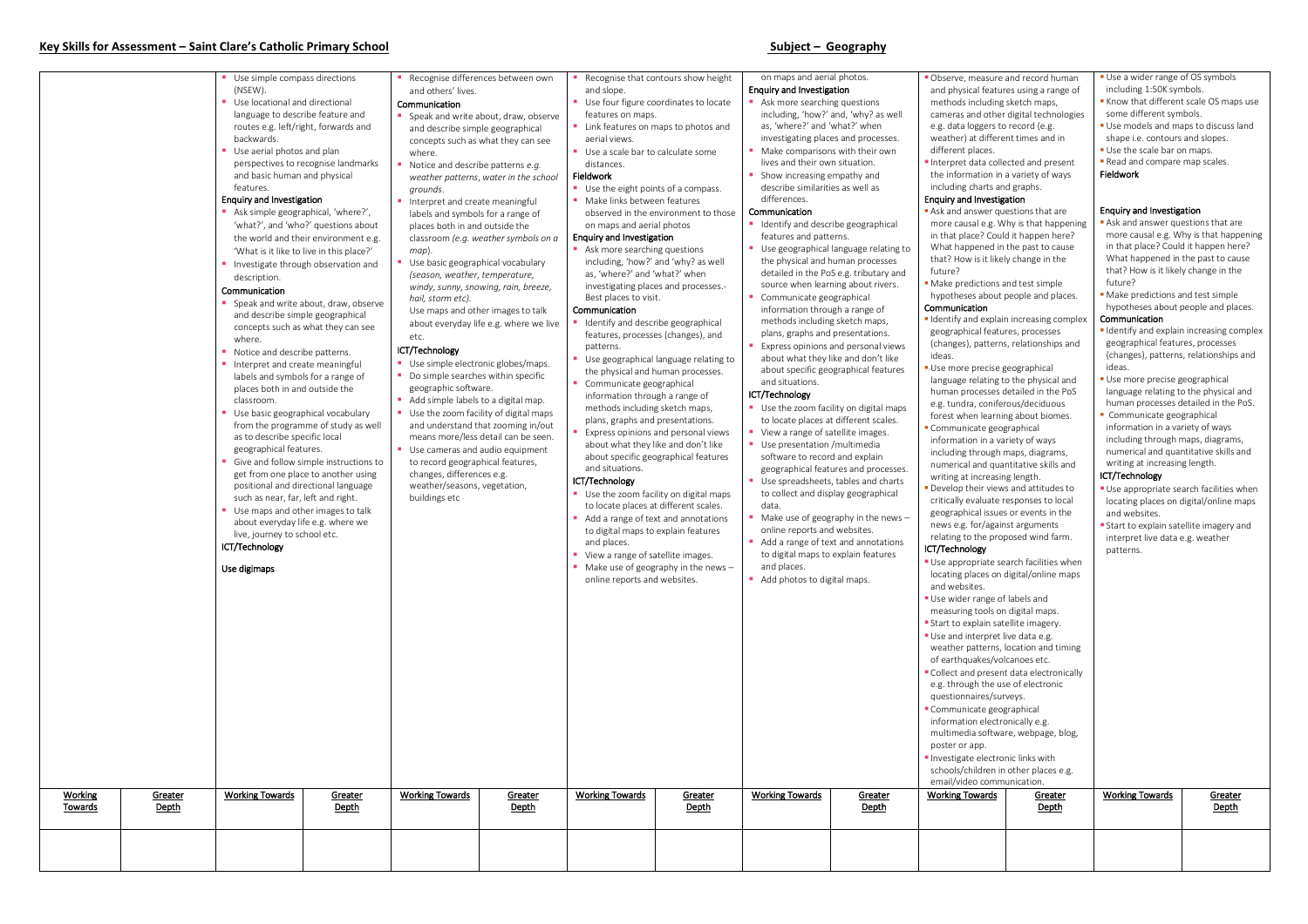## Key Skills for Assessment – Saint Clare's Catholic Primary School

## Subject – Geography

| | | | | | | |
|---|---|---|---|---|---|---|
| | ▪ Use simple compass directions (NSEW).<br>▪ Use locational and directional language to describe feature and routes e.g. left/right, forwards and backwards.<br>▪ Use aerial photos and plan perspectives to recognise landmarks and basic human and physical features.<br>**Enquiry and Investigation**<br>▪ Ask simple geographical, 'where?', 'what?', and 'who?' questions about the world and their environment e.g. 'What is it like to live in this place?'<br>▪ Investigate through observation and description.<br>**Communication**<br>▪ Speak and write about, draw, observe and describe simple geographical concepts such as what they can see where.<br>▪ Notice and describe patterns.<br>▪ Interpret and create meaningful labels and symbols for a range of places both in and outside the classroom.<br>▪ Use basic geographical vocabulary from the programme of study as well as to describe specific local geographical features.<br>▪ Give and follow simple instructions to get from one place to another using positional and directional language such as near, far, left and right.<br>▪ Use maps and other images to talk about everyday life e.g. where we live, journey to school etc.<br>**ICT/Technology**<br>**Use digimaps** | ▪ Recognise differences between own and others' lives.<br>**Communication**<br>▪ Speak and write about, draw, observe and describe simple geographical concepts such as what they can see where.<br>▪ Notice and describe patterns *e.g. weather patterns, water in the school grounds*.<br>▪ Interpret and create meaningful labels and symbols for a range of places both in and outside the classroom *(e.g. weather symbols on a map)*.<br>▪ Use basic geographical vocabulary *(season, weather, temperature, windy, sunny, snowing, rain, breeze, hail, storm etc).*<br>Use maps and other images to talk about everyday life e.g. where we live etc.<br>**ICT/Technology**<br>▪ Use simple electronic globes/maps.<br>▪ Do simple searches within specific geographic software.<br>▪ Add simple labels to a digital map.<br>▪ Use the zoom facility of digital maps and understand that zooming in/out means more/less detail can be seen.<br>▪ Use cameras and audio equipment to record geographical features, changes, differences e.g. weather/seasons, vegetation, buildings etc | ▪ Recognise that contours show height and slope.<br>▪ Use four figure coordinates to locate features on maps.<br>▪ Link features on maps to photos and aerial views.<br>▪ Use a scale bar to calculate some distances.<br>**Fieldwork**<br>▪ Use the eight points of a compass.<br>▪ Makes links between features observed in the environment to those on maps and aerial photos<br>**Enquiry and Investigation**<br>▪ Ask more searching questions including, 'how?' and 'why? as well as, 'where?' and 'what?' when investigating places and processes.-Best places to visit.<br>**Communication**<br>▪ Identify and describe geographical features, processes (changes), and patterns.<br>▪ Use geographical language relating to the physical and human processes.<br>▪ Communicate geographical information through a range of methods including sketch maps, plans, graphs and presentations.<br>▪ Express opinions and personal views about what they like and don't like about specific geographical features and situations.<br>**ICT/Technology**<br>▪ Use the zoom facility on digital maps to locate places at different scales.<br>▪ Add a range of text and annotations to digital maps to explain features and places.<br>▪ View a range of satellite images.<br>▪ Make use of geography in the news – online reports and websites. | on maps and aerial photos.<br>**Enquiry and Investigation**<br>▪ Ask more searching questions including, 'how?' and, 'why? as well as, 'where?' and 'what?' when investigating places and processes.<br>▪ Make comparisons with their own lives and their own situation.<br>▪ Show increasing empathy and describe similarities as well as differences.<br>**Communication**<br>▪ Identify and describe geographical features and patterns.<br>▪ Use geographical language relating to the physical and human processes detailed in the PoS e.g. tributary and source when learning about rivers.<br>▪ Communicate geographical information through a range of methods including sketch maps, plans, graphs and presentations.<br>▪ Express opinions and personal views about what they like and don't like about specific geographical features and situations.<br>**ICT/Technology**<br>▪ Use the zoom facility on digital maps to locate places at different scales.<br>▪ View a range of satellite images.<br>▪ Use presentation /multimedia software to record and explain geographical features and processes.<br>▪ Use spreadsheets, tables and charts to collect and display geographical data.<br>▪ Make use of geography in the news – online reports and websites.<br>▪ Add a range of text and annotations to digital maps to explain features and places.<br>▪ Add photos to digital maps. | ▪ Observe, measure and record human and physical features using a range of methods including sketch maps, cameras and other digital technologies e.g. data loggers to record (e.g. weather) at different times and in different places.<br>▪ Interpret data collected and present the information in a variety of ways including charts and graphs.<br>**Enquiry and Investigation**<br>▪ Ask and answer questions that are more causal e.g. Why is that happening in that place? Could it happen here? What happened in the past to cause that? How is it likely change in the future?<br>▪ Make predictions and test simple hypotheses about people and places.<br>**Communication**<br>▪ Identify and explain increasing complex geographical features, processes (changes), patterns, relationships and ideas.<br>▪ Use more precise geographical language relating to the physical and human processes detailed in the PoS e.g. tundra, coniferous/deciduous forest when learning about biomes.<br>▪ Communicate geographical information in a variety of ways including through maps, diagrams, numerical and quantitative skills and writing at increasing length.<br>▪ Develop their views and attitudes to critically evaluate responses to local geographical issues or events in the news e.g. for/against arguments relating to the proposed wind farm.<br>**ICT/Technology**<br>▪ Use appropriate search facilities when locating places on digital/online maps and websites.<br>▪ Use wider range of labels and measuring tools on digital maps.<br>▪ Start to explain satellite imagery.<br>▪ Use and interpret live data e.g. weather patterns, location and timing of earthquakes/volcanoes etc.<br>▪ Collect and present data electronically e.g. through the use of electronic questionnaires/surveys.<br>▪ Communicate geographical information electronically e.g. multimedia software, webpage, blog, poster or app.<br>▪ Investigate electronic links with schools/children in other places e.g. email/video communication. | ▪ Use a wider range of OS symbols including 1:50K symbols.<br>▪ Know that different scale OS maps use some different symbols.<br>▪ Use models and maps to discuss land shape i.e. contours and slopes.<br>▪ Use the scale bar on maps.<br>▪ Read and compare map scales.<br>**Fieldwork**<br>**Enquiry and Investigation**<br>▪ Ask and answer questions that are more causal e.g. Why is that happening in that place? Could it happen here? What happened in the past to cause that? How is it likely change in the future?<br>▪ Make predictions and test simple hypotheses about people and places.<br>**Communication**<br>▪ Identify and explain increasing complex geographical features, processes (changes), patterns, relationships and ideas.<br>▪ Use more precise geographical language relating to the physical and human processes detailed in the PoS.<br>▪ Communicate geographical information in a variety of ways including through maps, diagrams, numerical and quantitative skills and writing at increasing length.<br>**ICT/Technology**<br>▪ Use appropriate search facilities when locating places on digital/online maps and websites.<br>▪ Start to explain satellite imagery and interpret live data e.g. weather patterns. |

| Working Towards | Greater Depth | Working Towards | Greater Depth | Working Towards | Greater Depth | Working Towards | Greater Depth | Working Towards | Greater Depth | Working Towards | Greater Depth | Working Towards | Greater Depth |
|---|---|---|---|---|---|---|---|---|---|---|---|---|---|
| | | | | | | | | | | | | | |